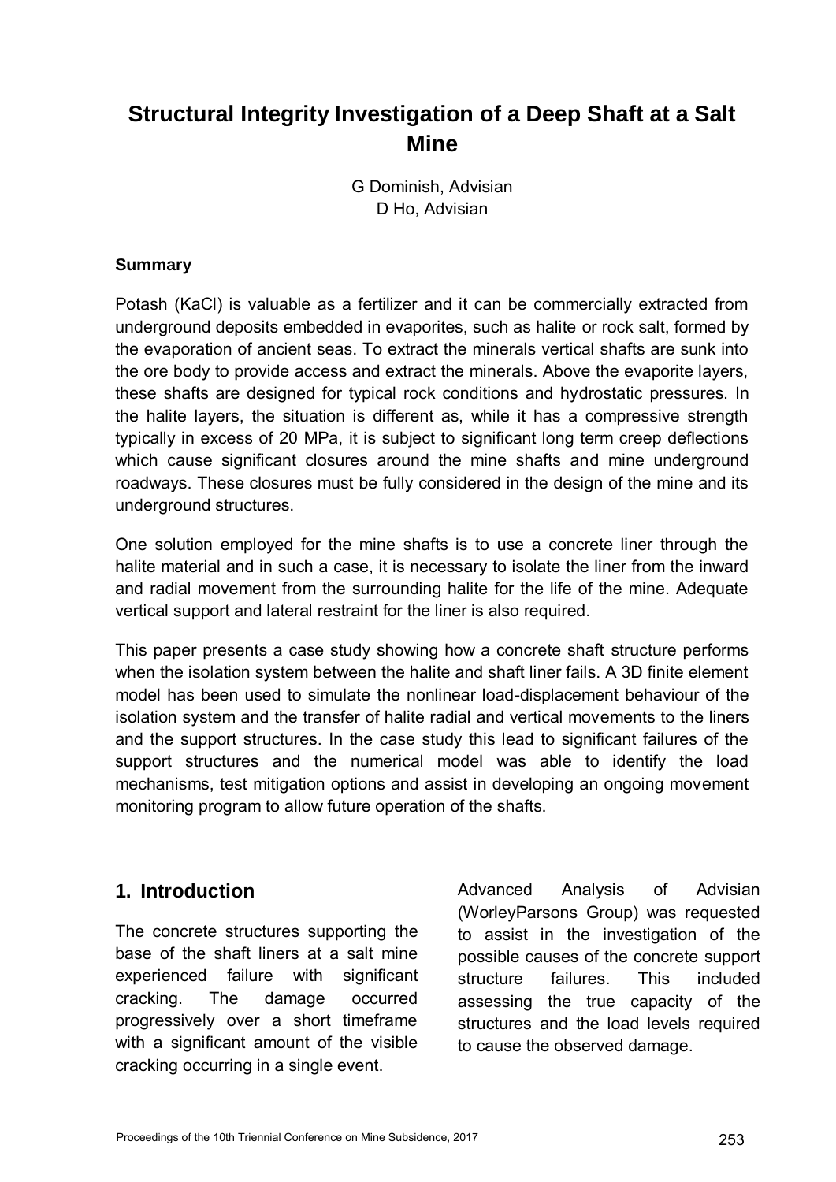# Structural Integrity Investigation of a Deep Shaft at a Salt Mine

G Dominish, Advisian
D Ho, Advisian

**Summary**

Potash (KaCl) is valuable as a fertilizer and it can be commercially extracted from underground deposits embedded in evaporites, such as halite or rock salt, formed by the evaporation of ancient seas. To extract the minerals vertical shafts are sunk into the ore body to provide access and extract the minerals. Above the evaporite layers, these shafts are designed for typical rock conditions and hydrostatic pressures. In the halite layers, the situation is different as, while it has a compressive strength typically in excess of 20 MPa, it is subject to significant long term creep deflections which cause significant closures around the mine shafts and mine underground roadways. These closures must be fully considered in the design of the mine and its underground structures.

One solution employed for the mine shafts is to use a concrete liner through the halite material and in such a case, it is necessary to isolate the liner from the inward and radial movement from the surrounding halite for the life of the mine. Adequate vertical support and lateral restraint for the liner is also required.

This paper presents a case study showing how a concrete shaft structure performs when the isolation system between the halite and shaft liner fails. A 3D finite element model has been used to simulate the nonlinear load-displacement behaviour of the isolation system and the transfer of halite radial and vertical movements to the liners and the support structures. In the case study this lead to significant failures of the support structures and the numerical model was able to identify the load mechanisms, test mitigation options and assist in developing an ongoing movement monitoring program to allow future operation of the shafts.

## 1. Introduction

The concrete structures supporting the base of the shaft liners at a salt mine experienced failure with significant cracking. The damage occurred progressively over a short timeframe with a significant amount of the visible cracking occurring in a single event.

Advanced Analysis of Advisian (WorleyParsons Group) was requested to assist in the investigation of the possible causes of the concrete support structure failures. This included assessing the true capacity of the structures and the load levels required to cause the observed damage.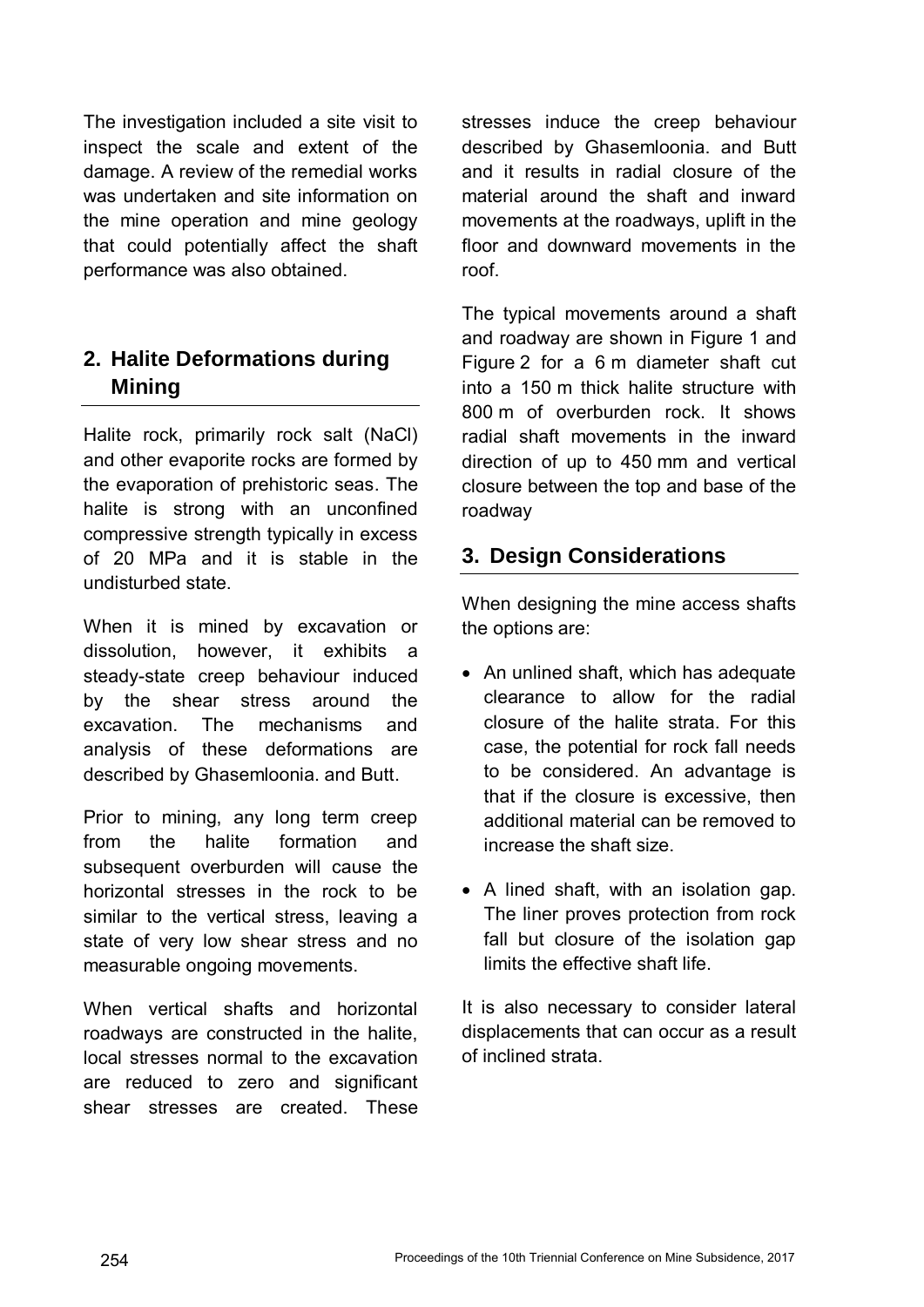The investigation included a site visit to inspect the scale and extent of the damage. A review of the remedial works was undertaken and site information on the mine operation and mine geology that could potentially affect the shaft performance was also obtained.

## 2. Halite Deformations during Mining

Halite rock, primarily rock salt (NaCl) and other evaporite rocks are formed by the evaporation of prehistoric seas. The halite is strong with an unconfined compressive strength typically in excess of 20 MPa and it is stable in the undisturbed state.

When it is mined by excavation or dissolution, however, it exhibits a steady-state creep behaviour induced by the shear stress around the excavation. The mechanisms and analysis of these deformations are described by Ghasemloonia. and Butt.

Prior to mining, any long term creep from the halite formation and subsequent overburden will cause the horizontal stresses in the rock to be similar to the vertical stress, leaving a state of very low shear stress and no measurable ongoing movements.

When vertical shafts and horizontal roadways are constructed in the halite, local stresses normal to the excavation are reduced to zero and significant shear stresses are created. These stresses induce the creep behaviour described by Ghasemloonia. and Butt and it results in radial closure of the material around the shaft and inward movements at the roadways, uplift in the floor and downward movements in the roof.

The typical movements around a shaft and roadway are shown in Figure 1 and Figure 2 for a 6 m diameter shaft cut into a 150 m thick halite structure with 800 m of overburden rock. It shows radial shaft movements in the inward direction of up to 450 mm and vertical closure between the top and base of the roadway

## 3. Design Considerations

When designing the mine access shafts the options are:

- An unlined shaft, which has adequate clearance to allow for the radial closure of the halite strata. For this case, the potential for rock fall needs to be considered. An advantage is that if the closure is excessive, then additional material can be removed to increase the shaft size.
- A lined shaft, with an isolation gap. The liner proves protection from rock fall but closure of the isolation gap limits the effective shaft life.

It is also necessary to consider lateral displacements that can occur as a result of inclined strata.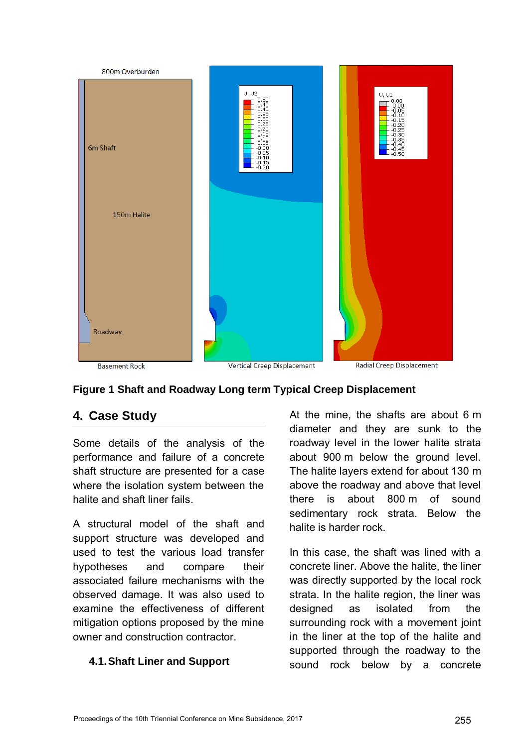**Figure 1 Shaft and Roadway Long term Typical Creep Displacement**

## 4. Case Study

Some details of the analysis of the performance and failure of a concrete shaft structure are presented for a case where the isolation system between the halite and shaft liner fails.

A structural model of the shaft and support structure was developed and used to test the various load transfer hypotheses and compare their associated failure mechanisms with the observed damage. It was also used to examine the effectiveness of different mitigation options proposed by the mine owner and construction contractor.

### 4.1. Shaft Liner and Support

At the mine, the shafts are about 6 m diameter and they are sunk to the roadway level in the lower halite strata about 900 m below the ground level. The halite layers extend for about 130 m above the roadway and above that level there is about 800 m of sound sedimentary rock strata. Below the halite is harder rock.

In this case, the shaft was lined with a concrete liner. Above the halite, the liner was directly supported by the local rock strata. In the halite region, the liner was designed as isolated from the surrounding rock with a movement joint in the liner at the top of the halite and supported through the roadway to the sound rock below by a concrete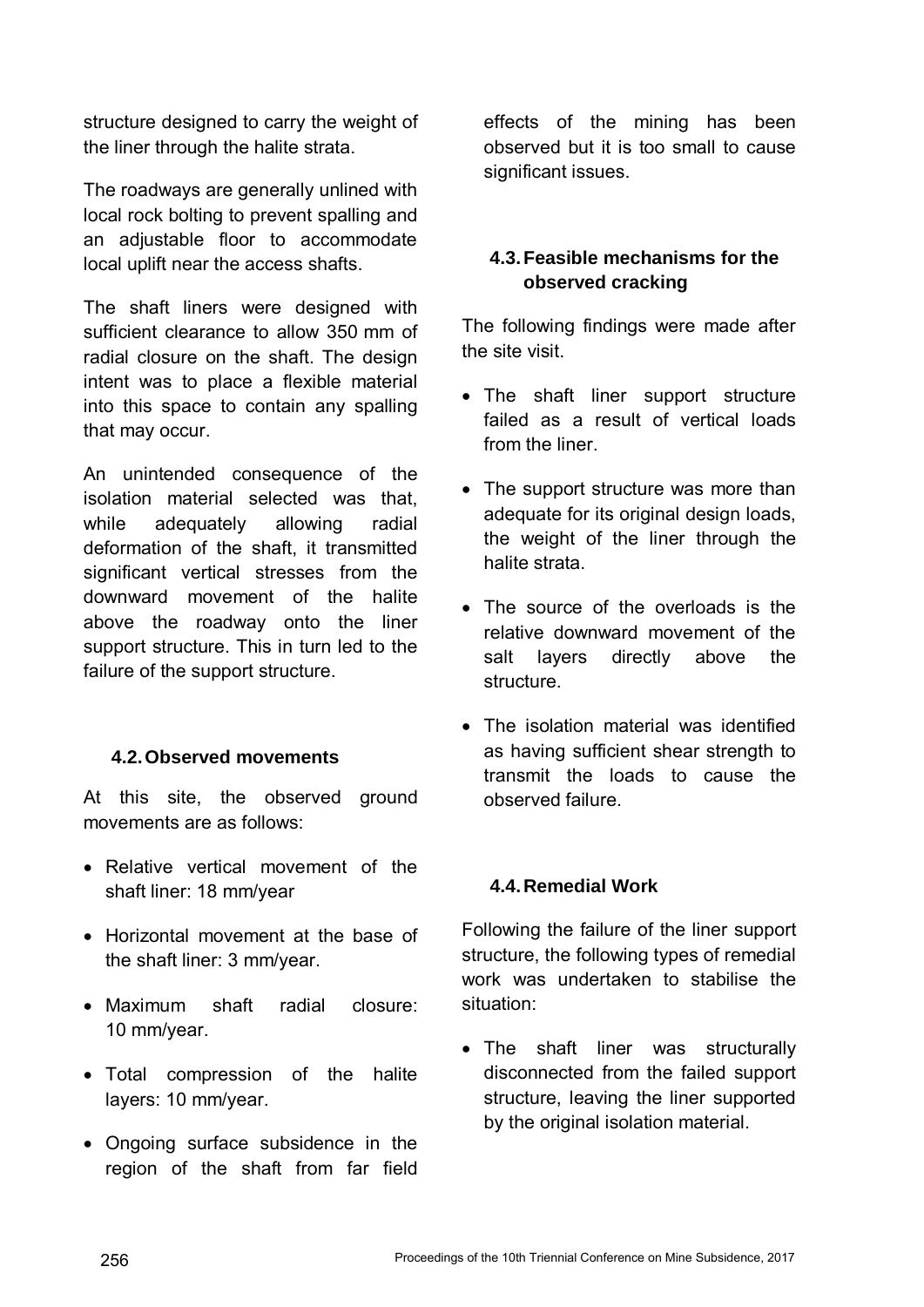structure designed to carry the weight of the liner through the halite strata.

The roadways are generally unlined with local rock bolting to prevent spalling and an adjustable floor to accommodate local uplift near the access shafts.

The shaft liners were designed with sufficient clearance to allow 350 mm of radial closure on the shaft. The design intent was to place a flexible material into this space to contain any spalling that may occur.

An unintended consequence of the isolation material selected was that, while adequately allowing radial deformation of the shaft, it transmitted significant vertical stresses from the downward movement of the halite above the roadway onto the liner support structure. This in turn led to the failure of the support structure.

### 4.2. Observed movements

At this site, the observed ground movements are as follows:

- Relative vertical movement of the shaft liner: 18 mm/year
- Horizontal movement at the base of the shaft liner: 3 mm/year.
- Maximum shaft radial closure: 10 mm/year.
- Total compression of the halite layers: 10 mm/year.
- Ongoing surface subsidence in the region of the shaft from far field effects of the mining has been observed but it is too small to cause significant issues.

### 4.3. Feasible mechanisms for the observed cracking

The following findings were made after the site visit.

- The shaft liner support structure failed as a result of vertical loads from the liner.
- The support structure was more than adequate for its original design loads, the weight of the liner through the halite strata.
- The source of the overloads is the relative downward movement of the salt layers directly above the structure.
- The isolation material was identified as having sufficient shear strength to transmit the loads to cause the observed failure.

### 4.4. Remedial Work

Following the failure of the liner support structure, the following types of remedial work was undertaken to stabilise the situation:

- The shaft liner was structurally disconnected from the failed support structure, leaving the liner supported by the original isolation material.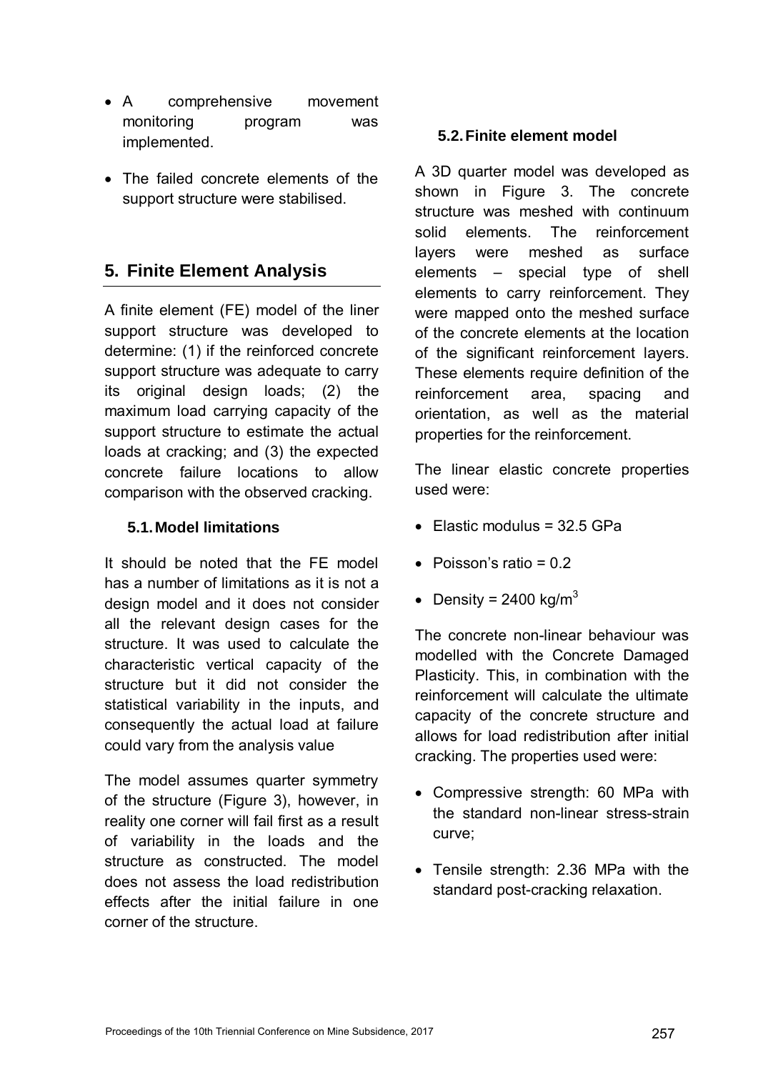- A comprehensive movement monitoring program was implemented.
- The failed concrete elements of the support structure were stabilised.

## 5. Finite Element Analysis

A finite element (FE) model of the liner support structure was developed to determine: (1) if the reinforced concrete support structure was adequate to carry its original design loads; (2) the maximum load carrying capacity of the support structure to estimate the actual loads at cracking; and (3) the expected concrete failure locations to allow comparison with the observed cracking.

### 5.1. Model limitations

It should be noted that the FE model has a number of limitations as it is not a design model and it does not consider all the relevant design cases for the structure. It was used to calculate the characteristic vertical capacity of the structure but it did not consider the statistical variability in the inputs, and consequently the actual load at failure could vary from the analysis value

The model assumes quarter symmetry of the structure (Figure 3), however, in reality one corner will fail first as a result of variability in the loads and the structure as constructed. The model does not assess the load redistribution effects after the initial failure in one corner of the structure.

### 5.2. Finite element model

A 3D quarter model was developed as shown in Figure 3. The concrete structure was meshed with continuum solid elements. The reinforcement layers were meshed as surface elements – special type of shell elements to carry reinforcement. They were mapped onto the meshed surface of the concrete elements at the location of the significant reinforcement layers. These elements require definition of the reinforcement area, spacing and orientation, as well as the material properties for the reinforcement.

The linear elastic concrete properties used were:

- Elastic modulus = 32.5 GPa
- Poisson's ratio = 0.2
- Density = 2400 kg/m$^3$

The concrete non-linear behaviour was modelled with the Concrete Damaged Plasticity. This, in combination with the reinforcement will calculate the ultimate capacity of the concrete structure and allows for load redistribution after initial cracking. The properties used were:

- Compressive strength: 60 MPa with the standard non-linear stress-strain curve;
- Tensile strength: 2.36 MPa with the standard post-cracking relaxation.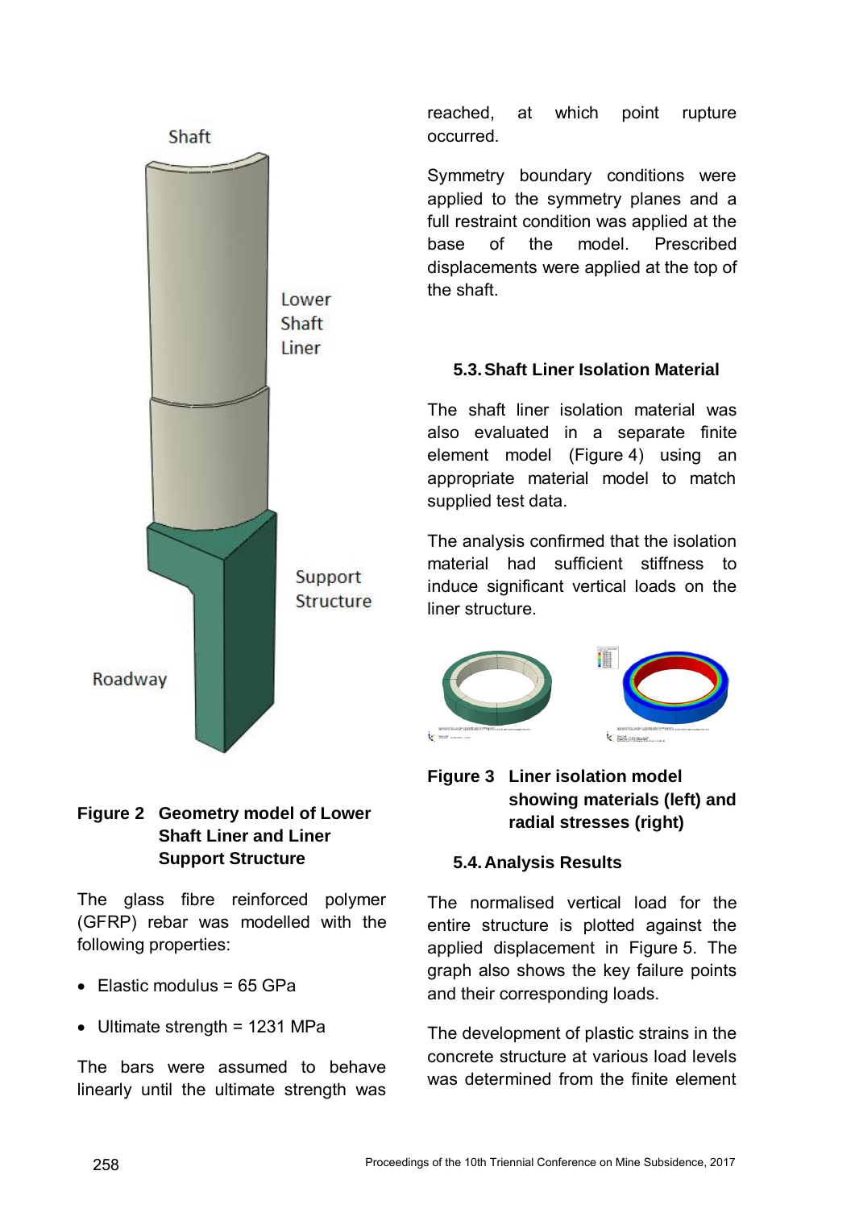Figure 2 Geometry model of Lower Shaft Liner and Liner Support Structure

The glass fibre reinforced polymer (GFRP) rebar was modelled with the following properties:

- Elastic modulus = 65 GPa
- Ultimate strength = 1231 MPa

The bars were assumed to behave linearly until the ultimate strength was reached, at which point rupture occurred.

Symmetry boundary conditions were applied to the symmetry planes and a full restraint condition was applied at the base of the model. Prescribed displacements were applied at the top of the shaft.

### 5.3. Shaft Liner Isolation Material

The shaft liner isolation material was also evaluated in a separate finite element model (Figure 4) using an appropriate material model to match supplied test data.

The analysis confirmed that the isolation material had sufficient stiffness to induce significant vertical loads on the liner structure.

Figure 3 Liner isolation model showing materials (left) and radial stresses (right)

### 5.4. Analysis Results

The normalised vertical load for the entire structure is plotted against the applied displacement in Figure 5. The graph also shows the key failure points and their corresponding loads.

The development of plastic strains in the concrete structure at various load levels was determined from the finite element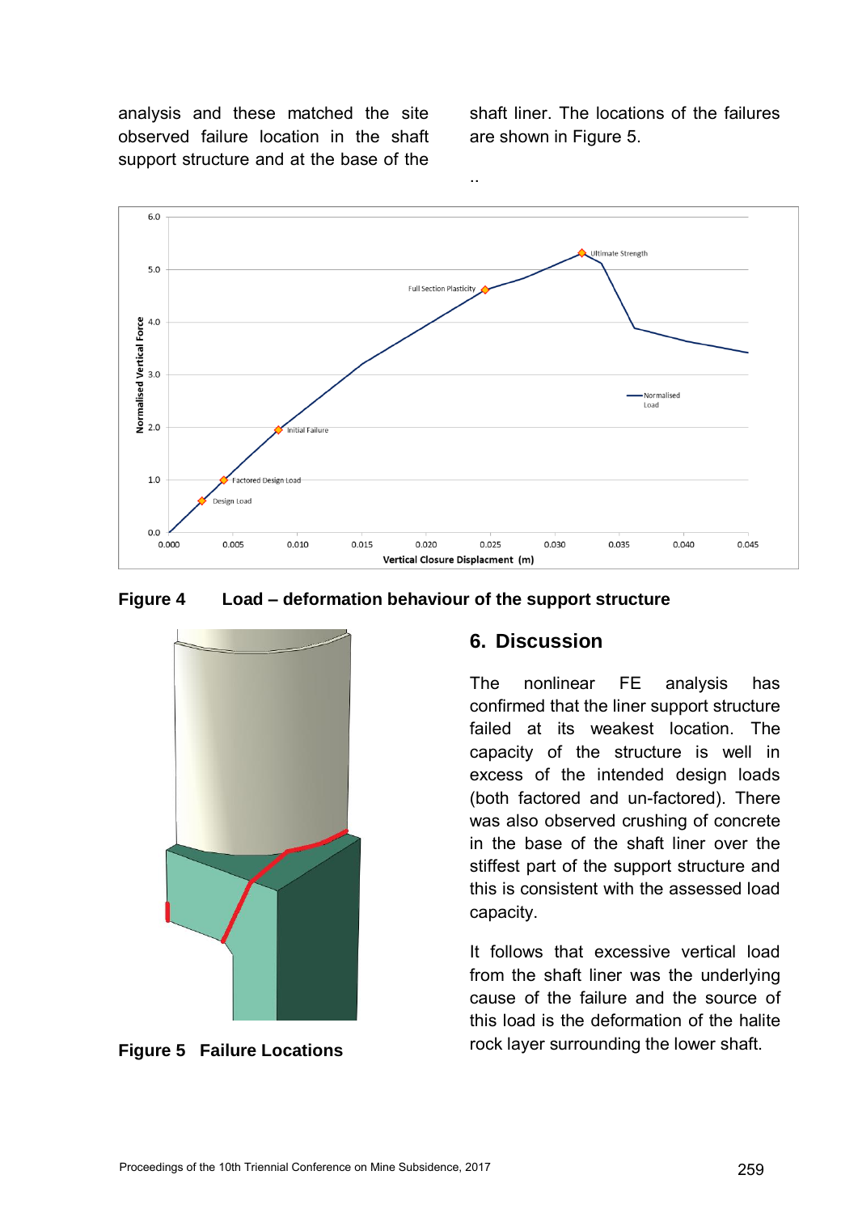analysis and these matched the site observed failure location in the shaft support structure and at the base of the shaft liner. The locations of the failures are shown in Figure 5.

..

**Figure 4 Load – deformation behaviour of the support structure**

**Figure 5 Failure Locations**

## 6. Discussion

The nonlinear FE analysis has confirmed that the liner support structure failed at its weakest location. The capacity of the structure is well in excess of the intended design loads (both factored and un-factored). There was also observed crushing of concrete in the base of the shaft liner over the stiffest part of the support structure and this is consistent with the assessed load capacity.

It follows that excessive vertical load from the shaft liner was the underlying cause of the failure and the source of this load is the deformation of the halite rock layer surrounding the lower shaft.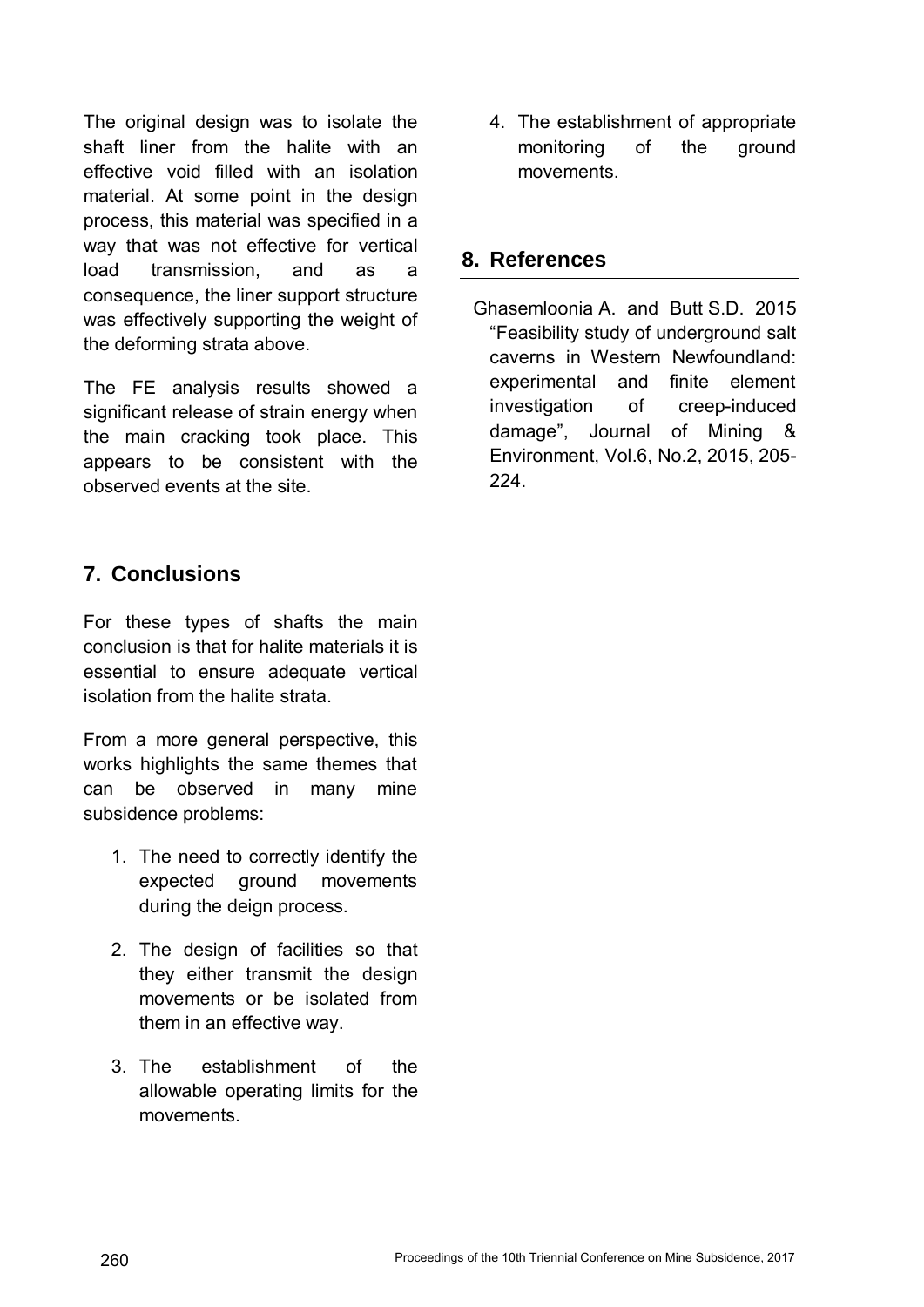The original design was to isolate the shaft liner from the halite with an effective void filled with an isolation material. At some point in the design process, this material was specified in a way that was not effective for vertical load transmission, and as a consequence, the liner support structure was effectively supporting the weight of the deforming strata above.

The FE analysis results showed a significant release of strain energy when the main cracking took place. This appears to be consistent with the observed events at the site.

## 7. Conclusions

For these types of shafts the main conclusion is that for halite materials it is essential to ensure adequate vertical isolation from the halite strata.

From a more general perspective, this works highlights the same themes that can be observed in many mine subsidence problems:

1. The need to correctly identify the expected ground movements during the deign process.
2. The design of facilities so that they either transmit the design movements or be isolated from them in an effective way.
3. The establishment of the allowable operating limits for the movements.
4. The establishment of appropriate monitoring of the ground movements.

## 8. References

Ghasemloonia A. and Butt S.D. 2015 “Feasibility study of underground salt caverns in Western Newfoundland: experimental and finite element investigation of creep-induced damage”, Journal of Mining & Environment, Vol.6, No.2, 2015, 205-224.